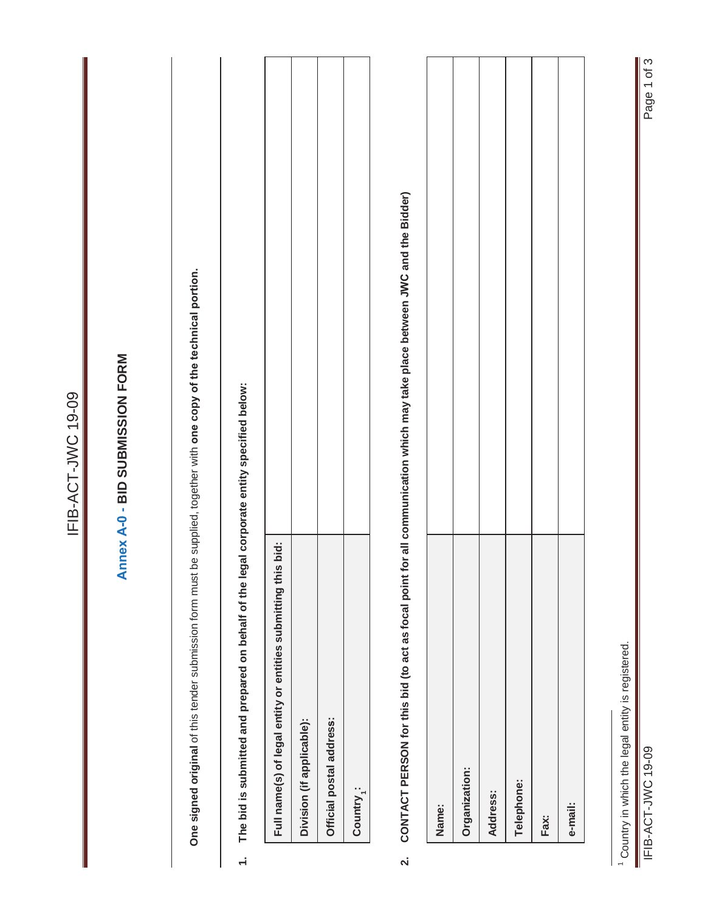# Annex A-0 - BID SUBMISSION FORM

**One signed original** of this tender submission form must be supplied, together with **one copy of the technical portion.**

**1. The bid is submitted and prepared on behalf of the legal corporate entity specified below:**

| | |
|---|---|
| **Full name(s) of legal entity or entities submitting this bid:** | |
| **Division (if applicable):** | |
| **Official postal address:** | |
| **Country[1]:** | |

**2. CONTACT PERSON for this bid (to act as focal point for all communication which may take place between JWC and the Bidder)**

| | |
|---|---|
| **Name:** | |
| **Organization:** | |
| **Address:** | |
| **Telephone:** | |
| **Fax:** | |
| **e-mail:** | |

[1] Country in which the legal entity is registered.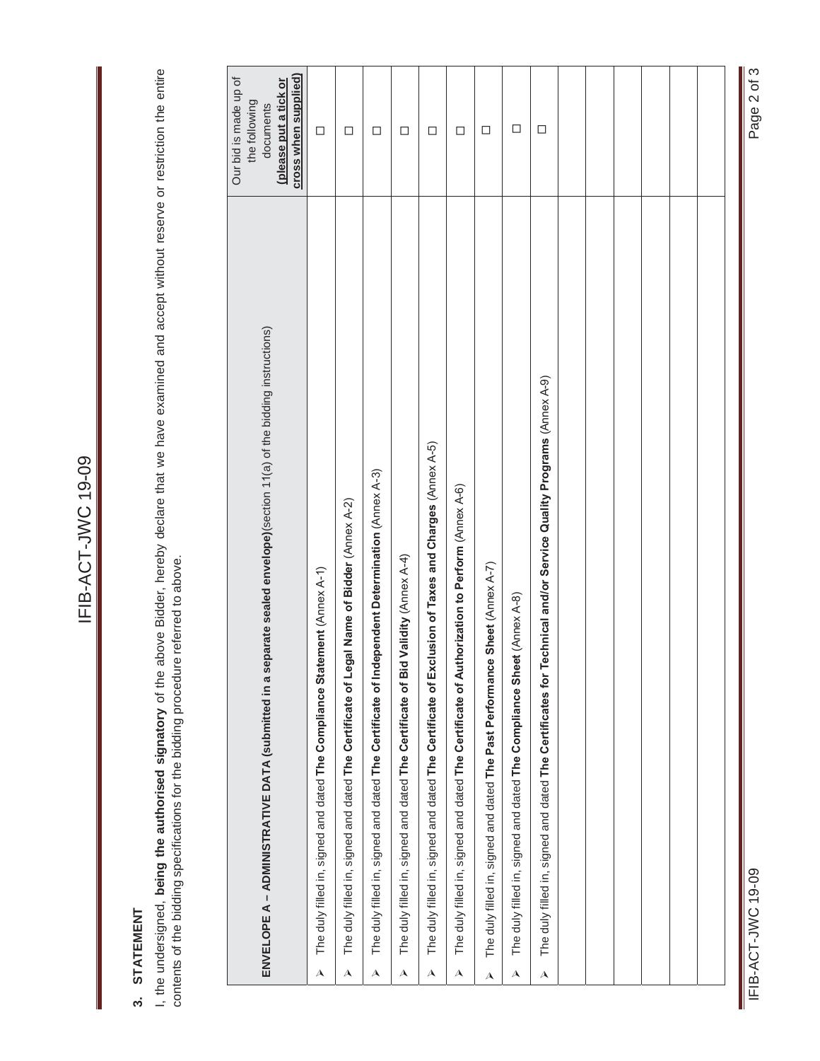## 3. STATEMENT

I, the undersigned, **being the authorised signatory** of the above Bidder, hereby declare that we have examined and accept without reserve or restriction the entire contents of the bidding specifications for the bidding procedure referred to above.

| **ENVELOPE A – ADMINISTRATIVE DATA (submitted in a separate sealed envelope)**(section 11(a) of the bidding instructions) | Our bid is made up of the following documents **(please put a tick or cross when supplied)** |
|---|---|
| ➢ The duly filled in, signed and dated **The Compliance Statement** (Annex A-1) | ☐ |
| ➢ The duly filled in, signed and dated **The Certificate of Legal Name of Bidder** (Annex A-2) | ☐ |
| ➢ The duly filled in, signed and dated **The Certificate of Independent Determination** (Annex A-3) | ☐ |
| ➢ The duly filled in, signed and dated **The Certificate of Bid Validity** (Annex A-4) | ☐ |
| ➢ The duly filled in, signed and dated **The Certificate of Exclusion of Taxes and Charges** (Annex A-5) | ☐ |
| ➢ The duly filled in, signed and dated **The Certificate of Authorization to Perform** (Annex A-6) | ☐ |
| ➢ The duly filled in, signed and dated **The Past Performance Sheet** (Annex A-7) | ☐ |
| ➢ The duly filled in, signed and dated **The Compliance Sheet** (Annex A-8) | ☐ |
| ➢ The duly filled in, signed and dated **The Certificates for Technical and/or Service Quality Programs** (Annex A-9) | ☐ |
| | |
| | |
| | |
| | |
| | |
| | |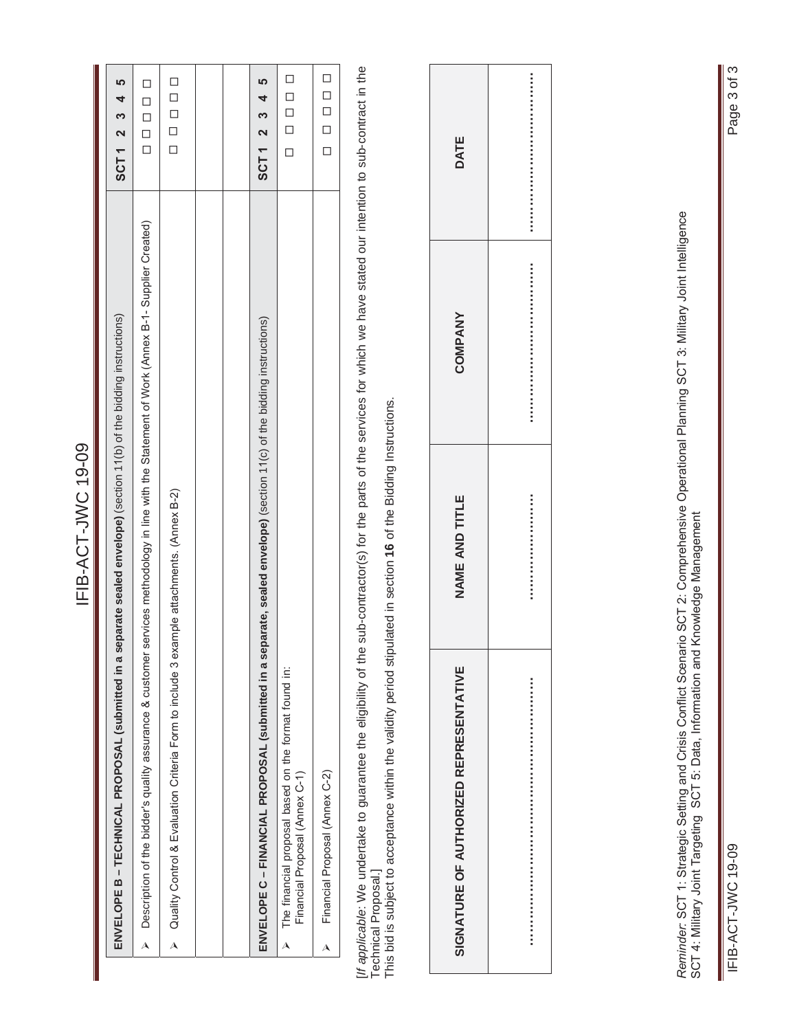| ENVELOPE B – TECHNICAL PROPOSAL (submitted in a separate sealed envelope) (section 11(b) of the bidding instructions) | SCT 1 | 2 | 3 | 4 | 5 |
|---|---|---|---|---|---|
| ➤ Description of the bidder's quality assurance & customer services methodology in line with the Statement of Work (Annex B-1- Supplier Created) | ☐ | ☐ | ☐ | ☐ | ☐ |
| ➤ Quality Control & Evaluation Criteria Form to include 3 example attachments. (Annex B-2) | ☐ | ☐ | ☐ | ☐ | ☐ |
| | | | | | |
| | | | | | |
| **ENVELOPE C – FINANCIAL PROPOSAL (submitted in a separate, sealed envelope)** (section 11(c) of the bidding instructions) | **SCT 1** | **2** | **3** | **4** | **5** |
| ➤ The financial proposal based on the format found in: Financial Proposal (Annex C-1) | ☐ | ☐ | ☐ | ☐ | ☐ |
| ➤ Financial Proposal (Annex C-2) | ☐ | ☐ | ☐ | ☐ | ☐ |

[*If applicable*: We undertake to guarantee the eligibility of the sub-contractor(s) for the parts of the services for which we have stated our intention to sub-contract in the Technical Proposal.]
This bid is subject to acceptance within the validity period stipulated in section **16** of the Bidding Instructions.

| SIGNATURE OF AUTHORIZED REPRESENTATIVE | NAME AND TITLE | COMPANY | DATE |
|---|---|---|---|
| ………………………………………… | ………………… | ………………………… | ………………………… |

*Reminder:* SCT 1: Strategic Setting and Crisis Conflict Scenario SCT 2: Comprehensive Operational Planning SCT 3: Military Joint Intelligence SCT 4: Military Joint Targeting SCT 5: Data, Information and Knowledge Management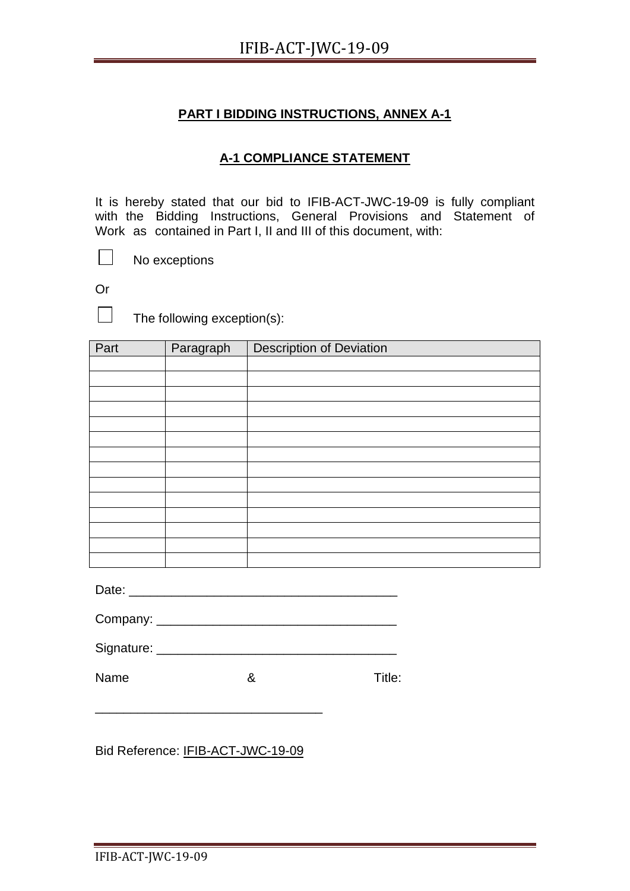## PART I BIDDING INSTRUCTIONS, ANNEX A-1

### A-1 COMPLIANCE STATEMENT

It is hereby stated that our bid to IFIB-ACT-JWC-19-09 is fully compliant with the Bidding Instructions, General Provisions and Statement of Work as contained in Part I, II and III of this document, with:

☐ No exceptions

Or

☐ The following exception(s):

| Part | Paragraph | Description of Deviation |
|---|---|---|
| | | |
| | | |
| | | |
| | | |
| | | |
| | | |
| | | |
| | | |
| | | |
| | | |
| | | |
| | | |
| | | |
| | | |

Date: _______________________________________

Company: __________________________________

Signature: __________________________________

Name & Title:

________________________________

Bid Reference: IFIB-ACT-JWC-19-09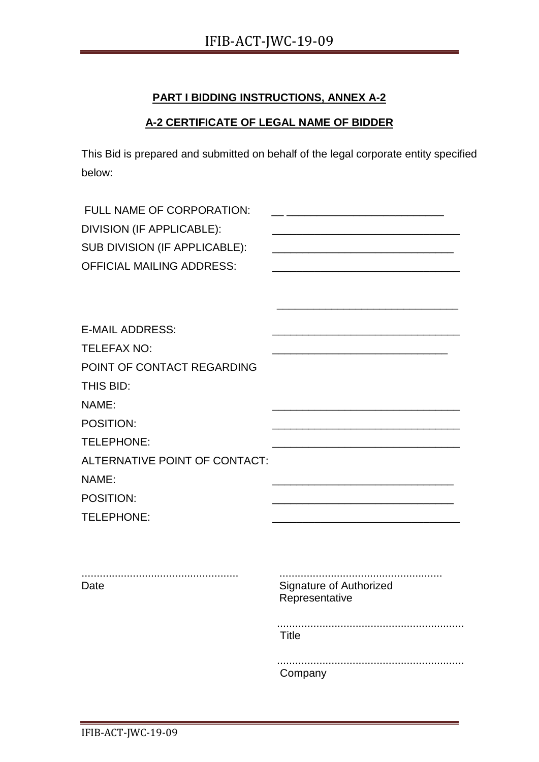**PART I BIDDING INSTRUCTIONS, ANNEX A-2**

**A-2 CERTIFICATE OF LEGAL NAME OF BIDDER**

This Bid is prepared and submitted on behalf of the legal corporate entity specified below:

FULL NAME OF CORPORATION: ______________________________

DIVISION (IF APPLICABLE): ______________________________

SUB DIVISION (IF APPLICABLE): ______________________________

OFFICIAL MAILING ADDRESS: ______________________________

______________________________

E-MAIL ADDRESS: ______________________________

TELEFAX NO: ______________________________

POINT OF CONTACT REGARDING THIS BID:

NAME: ______________________________

POSITION: ______________________________

TELEPHONE: ______________________________

ALTERNATIVE POINT OF CONTACT:

NAME: ______________________________

POSITION: ______________________________

TELEPHONE: ______________________________

| ..................................................... | ..................................................... |
|---|---|
| Date | Signature of Authorized Representative |
| | ..................................................... |
| | Title |
| | ..................................................... |
| | Company |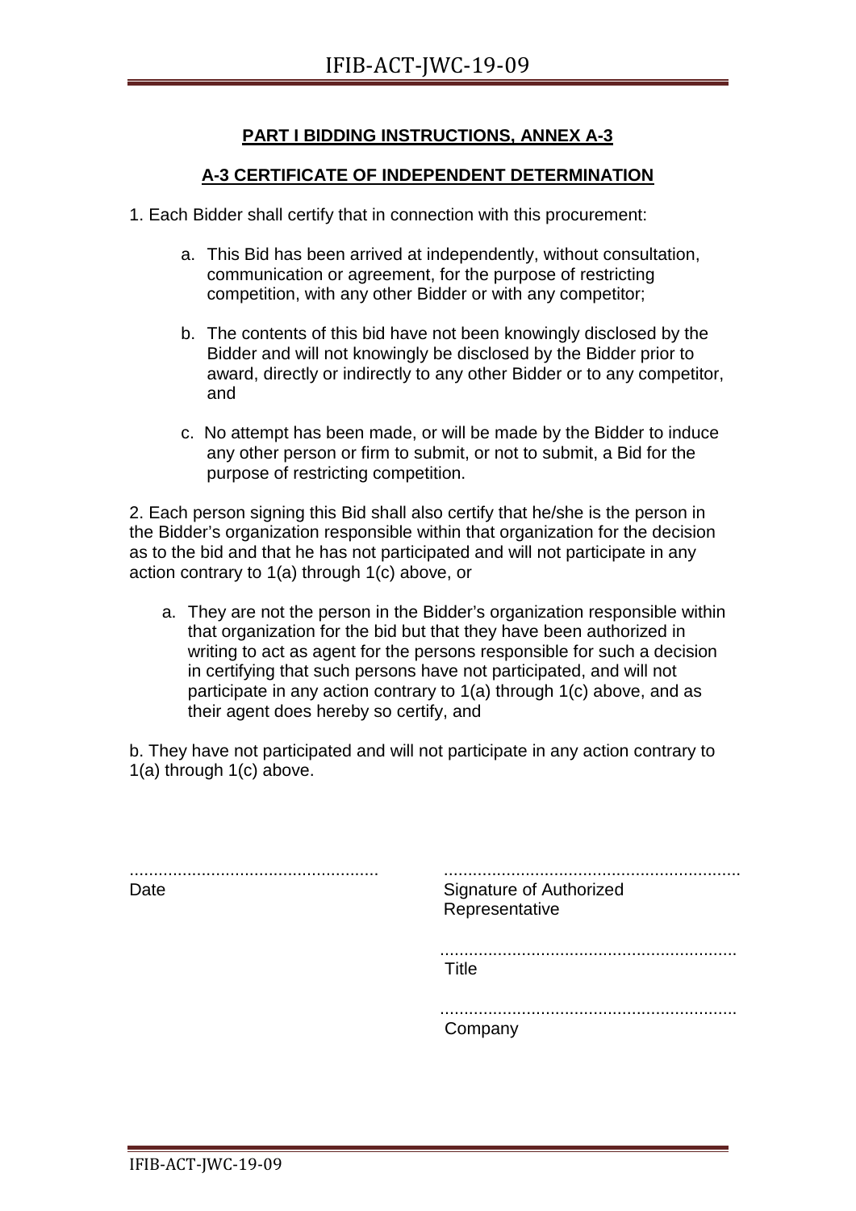**PART I BIDDING INSTRUCTIONS, ANNEX A-3**

**A-3 CERTIFICATE OF INDEPENDENT DETERMINATION**

1. Each Bidder shall certify that in connection with this procurement:

   a. This Bid has been arrived at independently, without consultation, communication or agreement, for the purpose of restricting competition, with any other Bidder or with any competitor;

   b. The contents of this bid have not been knowingly disclosed by the Bidder and will not knowingly be disclosed by the Bidder prior to award, directly or indirectly to any other Bidder or to any competitor, and

   c. No attempt has been made, or will be made by the Bidder to induce any other person or firm to submit, or not to submit, a Bid for the purpose of restricting competition.

2. Each person signing this Bid shall also certify that he/she is the person in the Bidder's organization responsible within that organization for the decision as to the bid and that he has not participated and will not participate in any action contrary to 1(a) through 1(c) above, or

   a. They are not the person in the Bidder's organization responsible within that organization for the bid but that they have been authorized in writing to act as agent for the persons responsible for such a decision in certifying that such persons have not participated, and will not participate in any action contrary to 1(a) through 1(c) above, and as their agent does hereby so certify, and

b. They have not participated and will not participate in any action contrary to 1(a) through 1(c) above.

| .................................................... | ............................................................ |
|---|---|
| Date | Signature of Authorized Representative |
| | ............................................................ |
| | Title |
| | ............................................................ |
| | Company |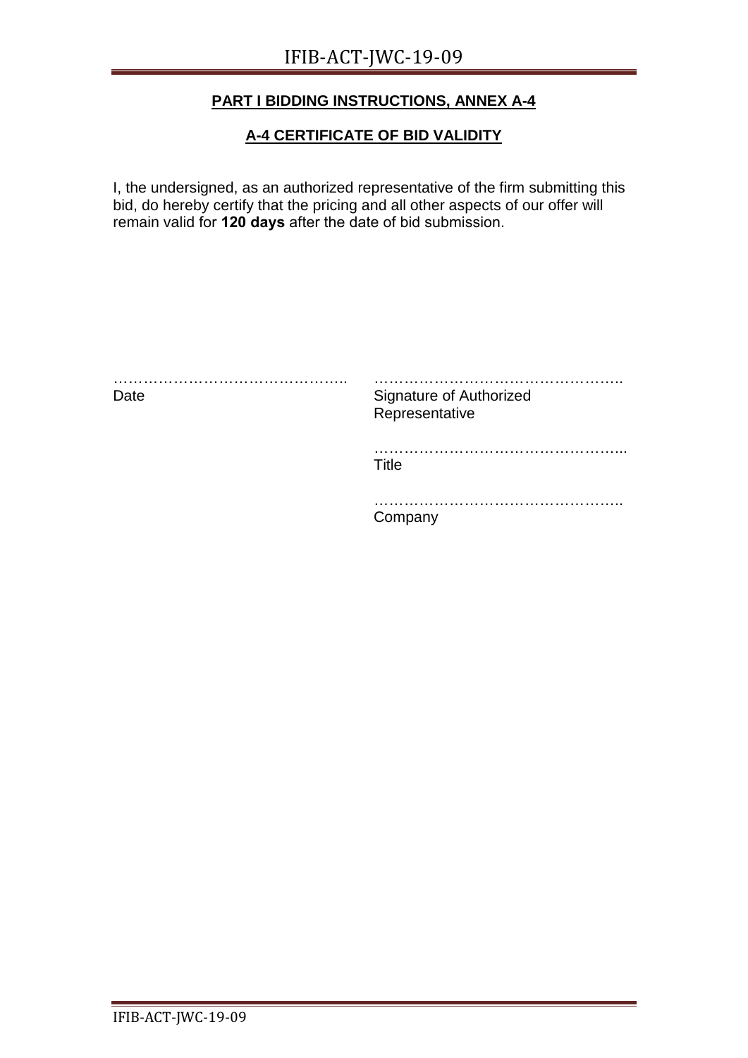**PART I BIDDING INSTRUCTIONS, ANNEX A-4**

**A-4 CERTIFICATE OF BID VALIDITY**

I, the undersigned, as an authorized representative of the firm submitting this bid, do hereby certify that the pricing and all other aspects of our offer will remain valid for **120 days** after the date of bid submission.

| | |
|---|---|
| ………………………………………. | …………………………………………. |
| Date | Signature of Authorized Representative |
| | ………………………………………….. |
| | Title |
| | …………………………………………. |
| | Company |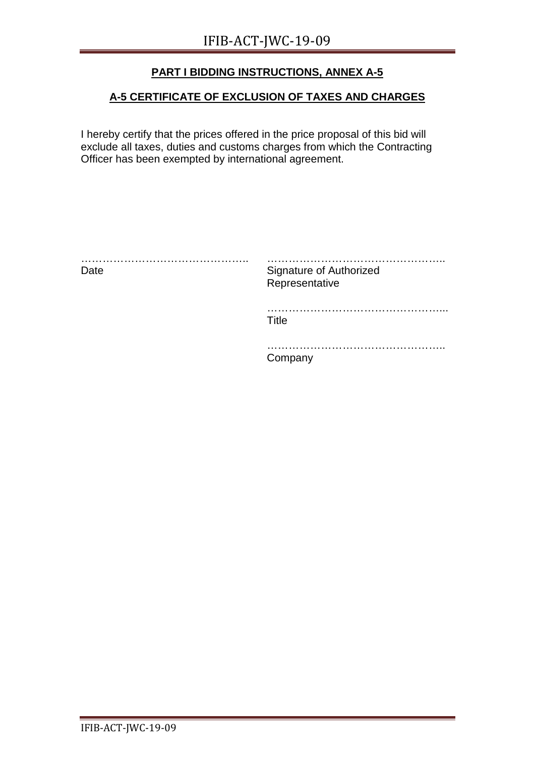**PART I BIDDING INSTRUCTIONS, ANNEX A-5**

**A-5 CERTIFICATE OF EXCLUSION OF TAXES AND CHARGES**

I hereby certify that the prices offered in the price proposal of this bid will exclude all taxes, duties and customs charges from which the Contracting Officer has been exempted by international agreement.

| | |
|---|---|
| ……………………………………….. | ………………………………………….. |
| Date | Signature of Authorized Representative |
| | ………………………………………….. |
| | Title |
| | ………………………………………….. |
| | Company |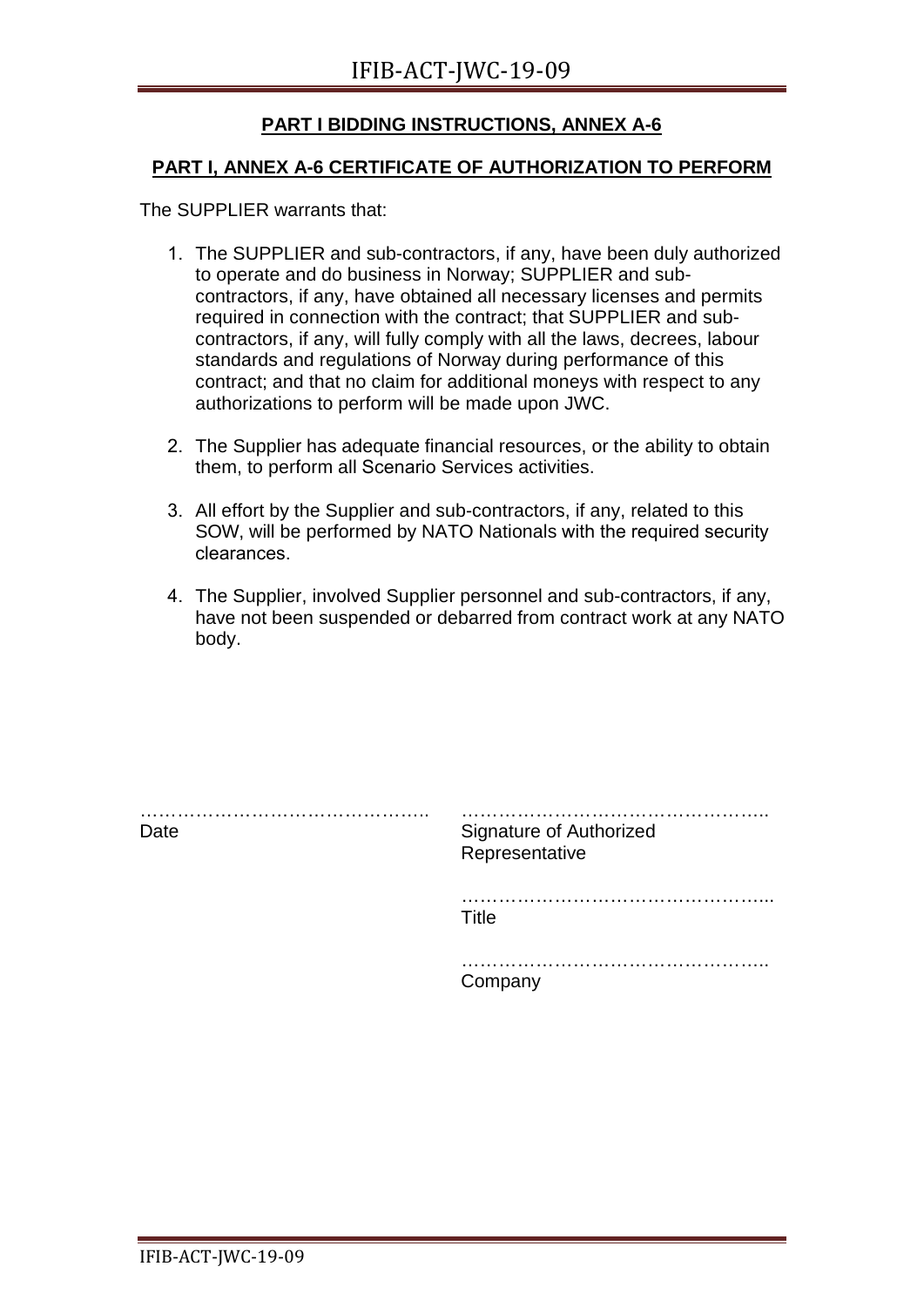## PART I BIDDING INSTRUCTIONS, ANNEX A-6

### PART I, ANNEX A-6 CERTIFICATE OF AUTHORIZATION TO PERFORM

The SUPPLIER warrants that:

1. The SUPPLIER and sub-contractors, if any, have been duly authorized to operate and do business in Norway; SUPPLIER and sub-contractors, if any, have obtained all necessary licenses and permits required in connection with the contract; that SUPPLIER and sub-contractors, if any, will fully comply with all the laws, decrees, labour standards and regulations of Norway during performance of this contract; and that no claim for additional moneys with respect to any authorizations to perform will be made upon JWC.

2. The Supplier has adequate financial resources, or the ability to obtain them, to perform all Scenario Services activities.

3. All effort by the Supplier and sub-contractors, if any, related to this SOW, will be performed by NATO Nationals with the required security clearances.

4. The Supplier, involved Supplier personnel and sub-contractors, if any, have not been suspended or debarred from contract work at any NATO body.

……………………………………….
Date

…………………………………………..
Signature of Authorized Representative

…………………………………………..
Title

…………………………………………..
Company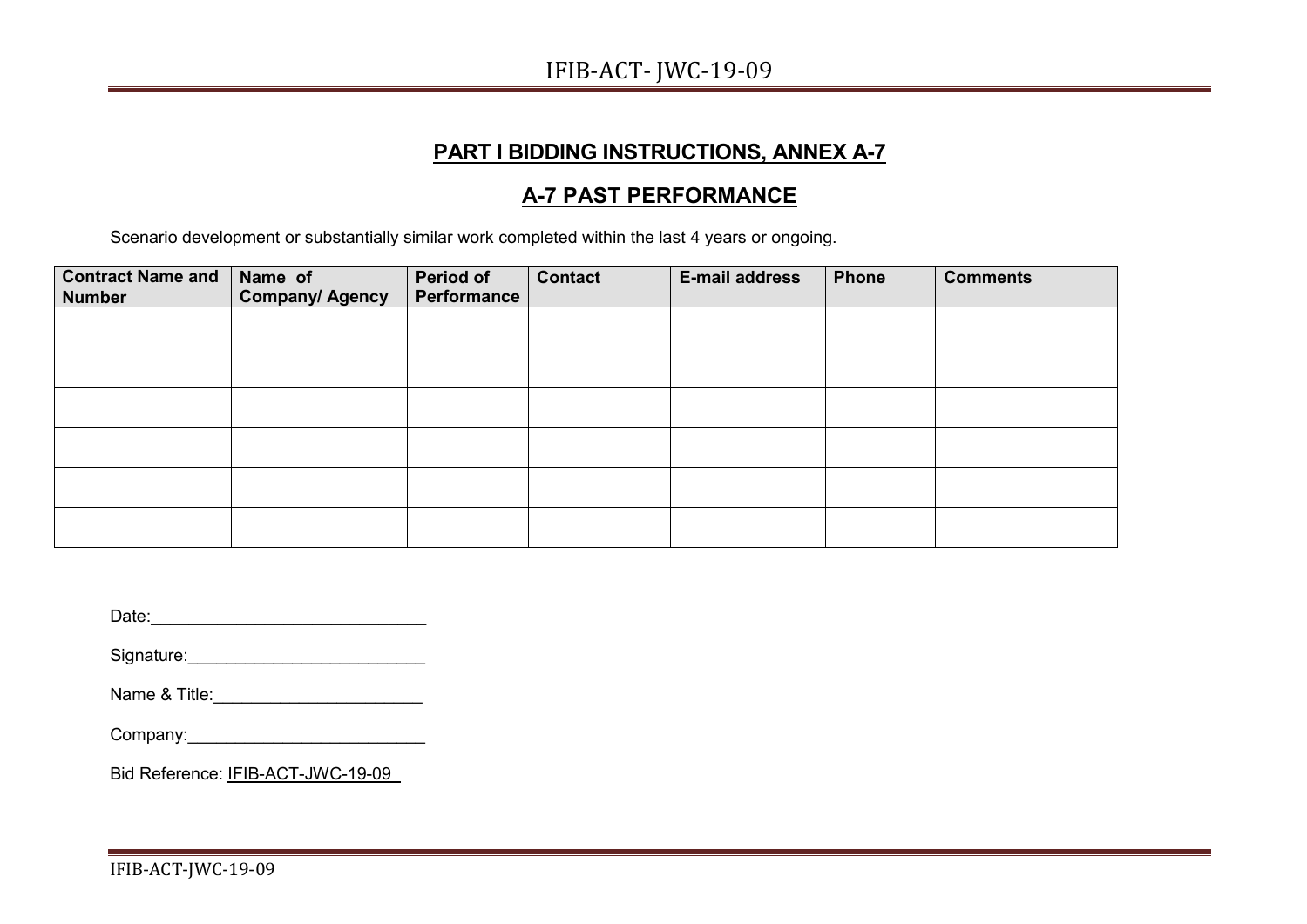## PART I BIDDING INSTRUCTIONS, ANNEX A-7

## A-7 PAST PERFORMANCE

Scenario development or substantially similar work completed within the last 4 years or ongoing.

| Contract Name and Number | Name of Company/ Agency | Period of Performance | Contact | E-mail address | Phone | Comments |
|---|---|---|---|---|---|---|
| | | | | | | |
| | | | | | | |
| | | | | | | |
| | | | | | | |
| | | | | | | |
| | | | | | | |

Date:_____________________________

Signature:_________________________

Name & Title:______________________

Company:_________________________

Bid Reference: IFIB-ACT-JWC-19-09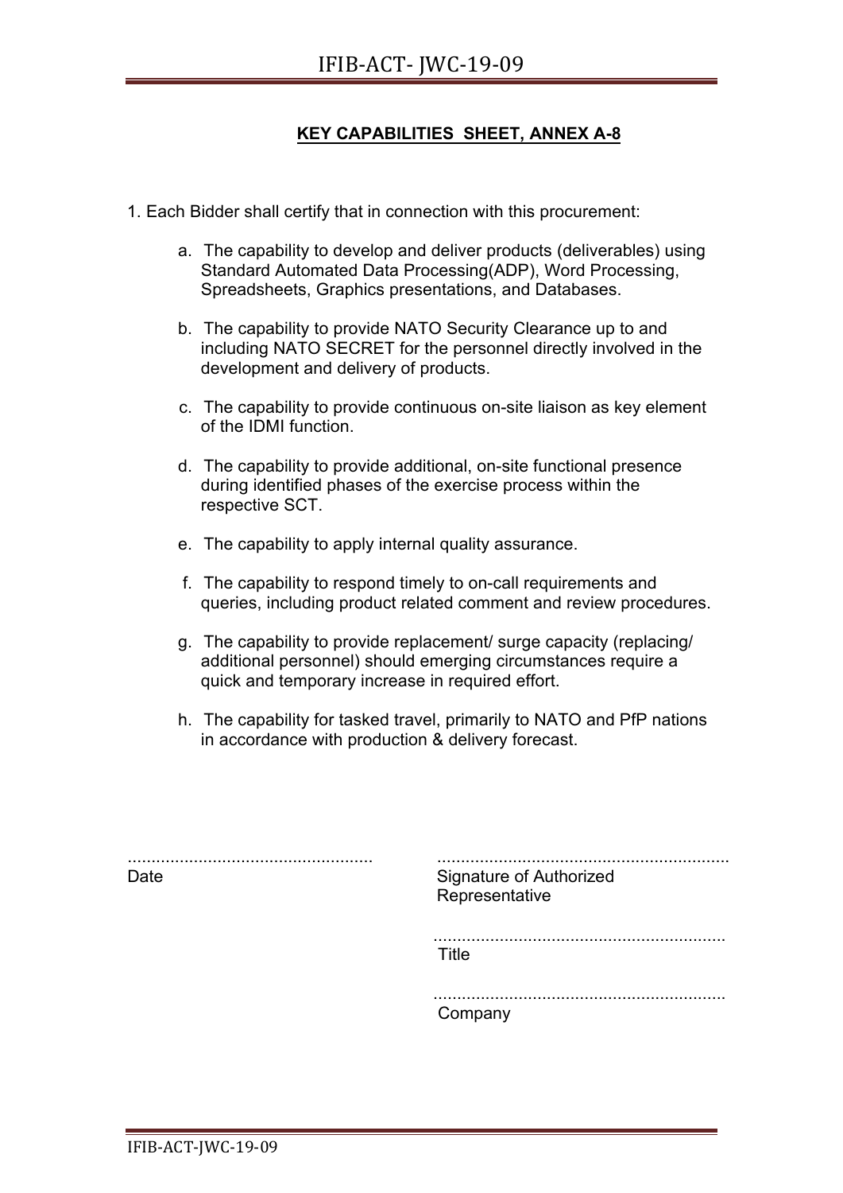**KEY CAPABILITIES SHEET, ANNEX A-8**

1. Each Bidder shall certify that in connection with this procurement:

   a. The capability to develop and deliver products (deliverables) using Standard Automated Data Processing(ADP), Word Processing, Spreadsheets, Graphics presentations, and Databases.

   b. The capability to provide NATO Security Clearance up to and including NATO SECRET for the personnel directly involved in the development and delivery of products.

   c. The capability to provide continuous on-site liaison as key element of the IDMI function.

   d. The capability to provide additional, on-site functional presence during identified phases of the exercise process within the respective SCT.

   e. The capability to apply internal quality assurance.

   f. The capability to respond timely to on-call requirements and queries, including product related comment and review procedures.

   g. The capability to provide replacement/ surge capacity (replacing/ additional personnel) should emerging circumstances require a quick and temporary increase in required effort.

   h. The capability for tasked travel, primarily to NATO and PfP nations in accordance with production & delivery forecast.

| | |
|---|---|
| .................................................... | .............................................................. |
| Date | Signature of Authorized Representative |
| | .............................................................. |
| | Title |
| | .............................................................. |
| | Company |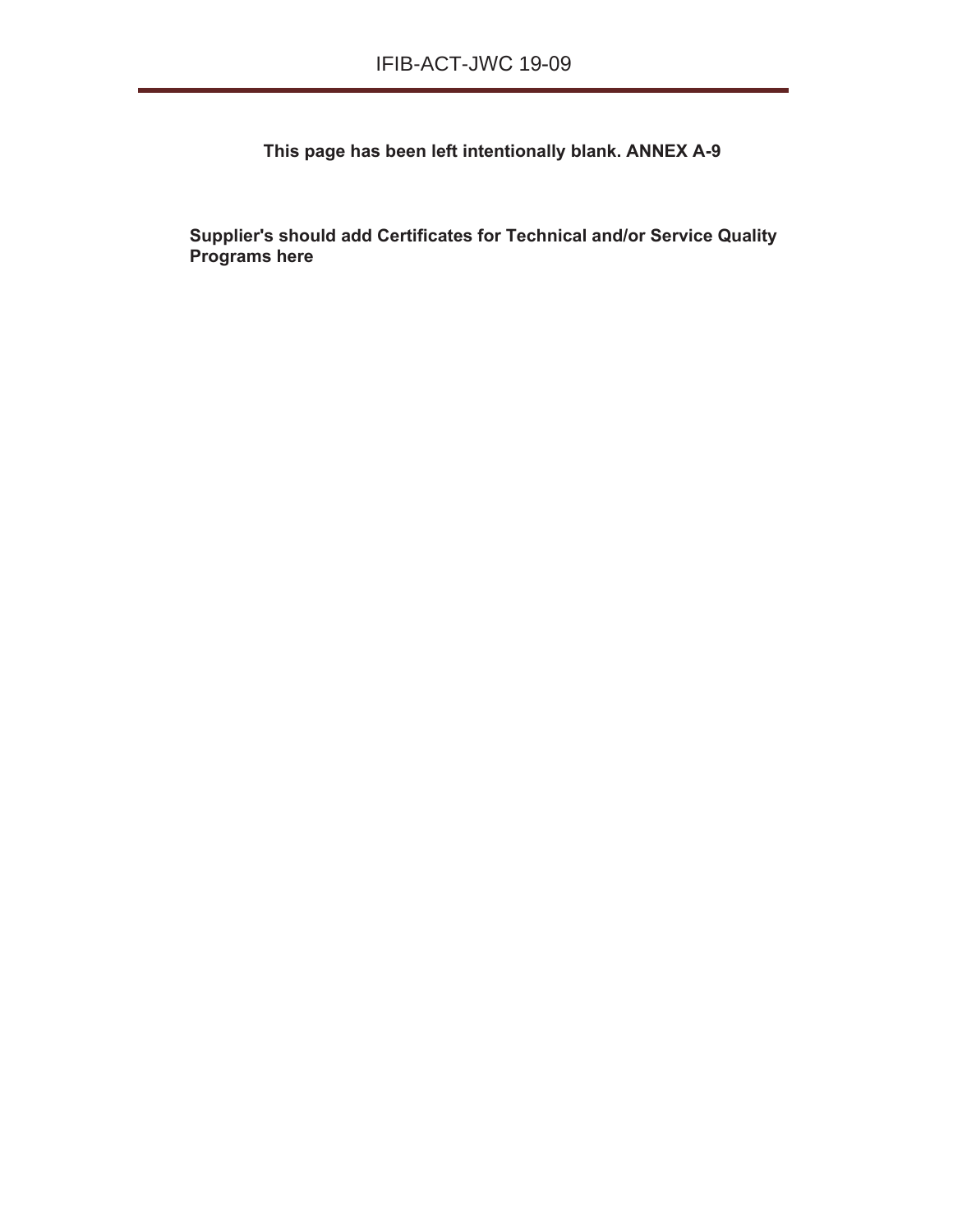**This page has been left intentionally blank. ANNEX A-9**

**Supplier's should add Certificates for Technical and/or Service Quality Programs here**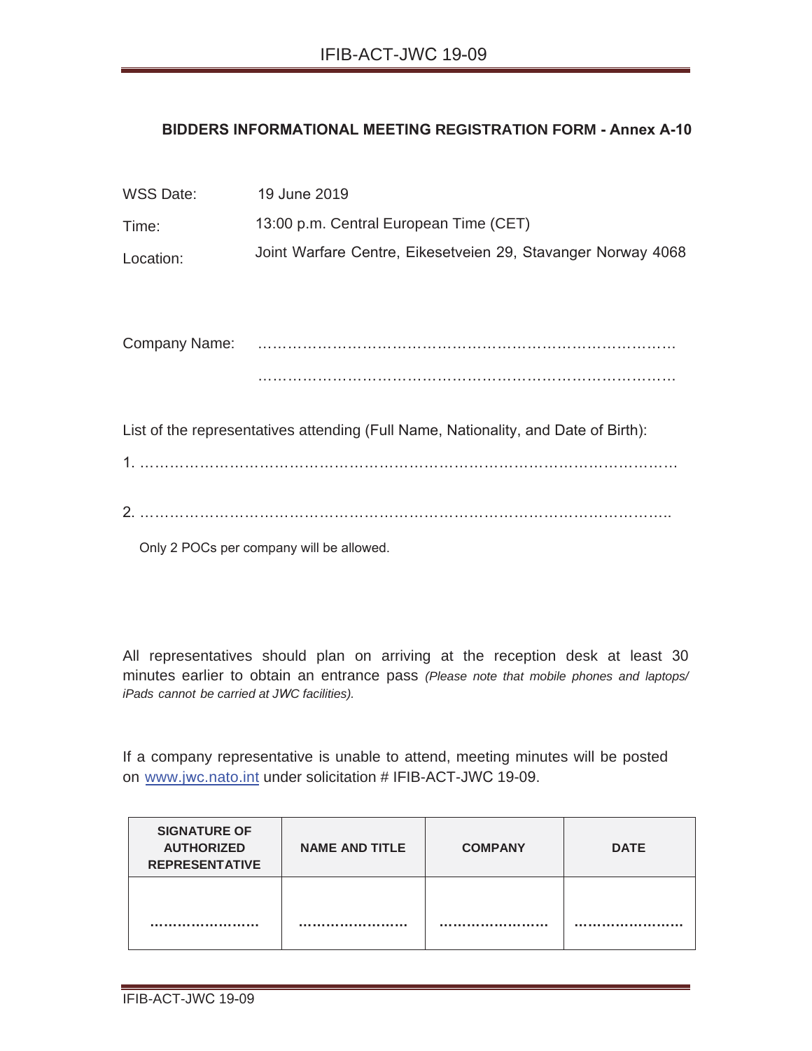**BIDDERS INFORMATIONAL MEETING REGISTRATION FORM - Annex A-10**

WSS Date: 19 June 2019

Time: 13:00 p.m. Central European Time (CET)

Location: Joint Warfare Centre, Eikesetveien 29, Stavanger Norway 4068

Company Name: ……………………………………………………………………………

……………………………………………………………………………

List of the representatives attending (Full Name, Nationality, and Date of Birth):

1. …………………………………………………………………………………………

2. ………………………………………………………………………………………..

Only 2 POCs per company will be allowed.

All representatives should plan on arriving at the reception desk at least 30 minutes earlier to obtain an entrance pass *(Please note that mobile phones and laptops/ iPads cannot be carried at JWC facilities).*

If a company representative is unable to attend, meeting minutes will be posted on www.jwc.nato.int under solicitation # IFIB-ACT-JWC 19-09.

| SIGNATURE OF AUTHORIZED REPRESENTATIVE | NAME AND TITLE | COMPANY | DATE |
|---|---|---|---|
| …………………… | …………………… | …………………… | …………………… |